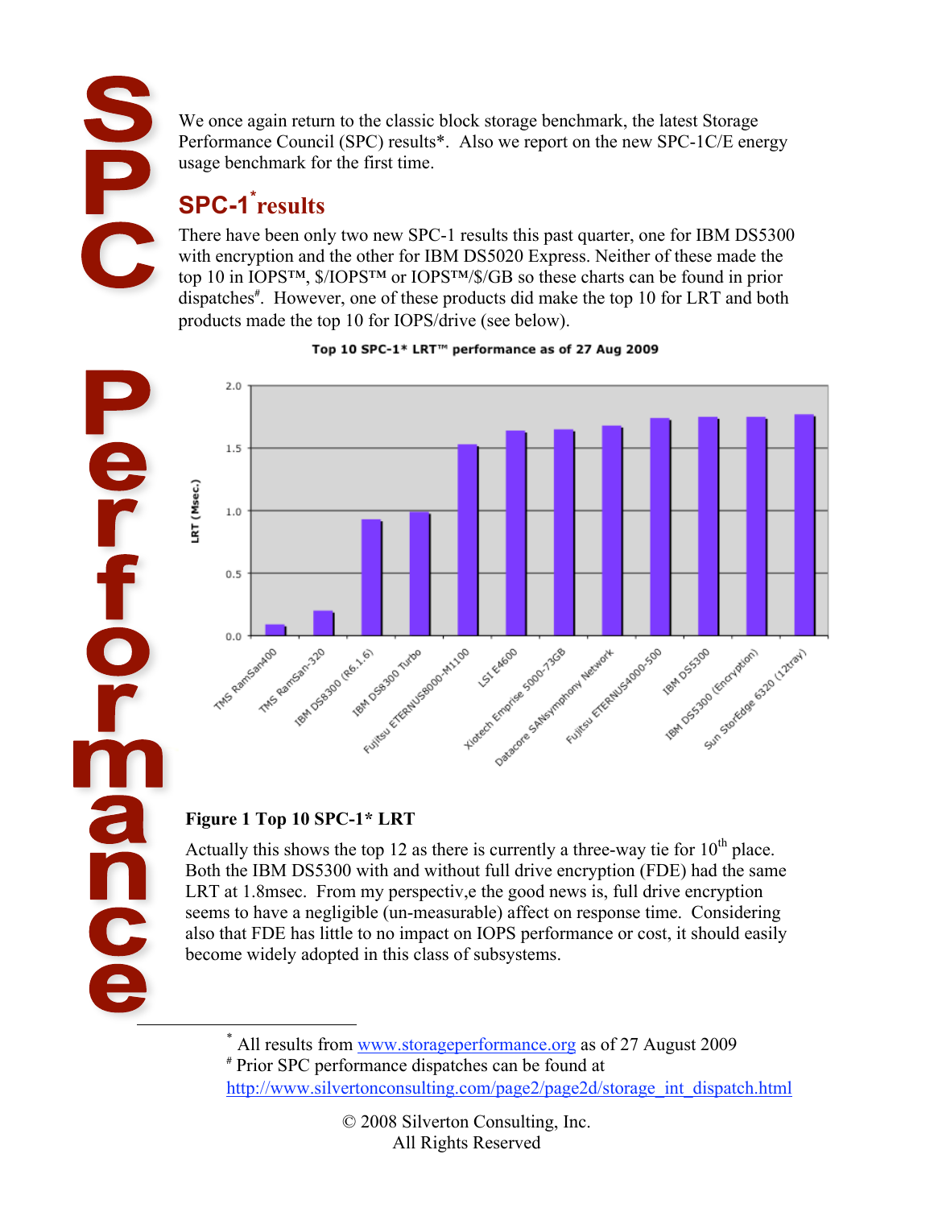# SPC Performance

We once again return to the classic block storage benchmark, the latest Storage Performance Council (SPC) results*. Also we report on the new SPC-1C/E energy usage benchmark for the first time.

## SPC-1* results

There have been only two new SPC-1 results this past quarter, one for IBM DS5300 with encryption and the other for IBM DS5020 Express. Neither of these made the top 10 in IOPS™, $/IOPS™ or IOPS™/$/GB so these charts can be found in prior dispatches#. However, one of these products did make the top 10 for LRT and both products made the top 10 for IOPS/drive (see below).

**Figure 1 Top 10 SPC-1* LRT**

Actually this shows the top 12 as there is currently a three-way tie for 10th place. Both the IBM DS5300 with and without full drive encryption (FDE) had the same LRT at 1.8msec. From my perspectiv,e the good news is, full drive encryption seems to have a negligible (un-measurable) affect on response time. Considering also that FDE has little to no impact on IOPS performance or cost, it should easily become widely adopted in this class of subsystems.

---

* All results from www.storageperformance.org as of 27 August 2009

# Prior SPC performance dispatches can be found at http://www.silvertonconsulting.com/page2/page2d/storage_int_dispatch.html

© 2008 Silverton Consulting, Inc.
All Rights Reserved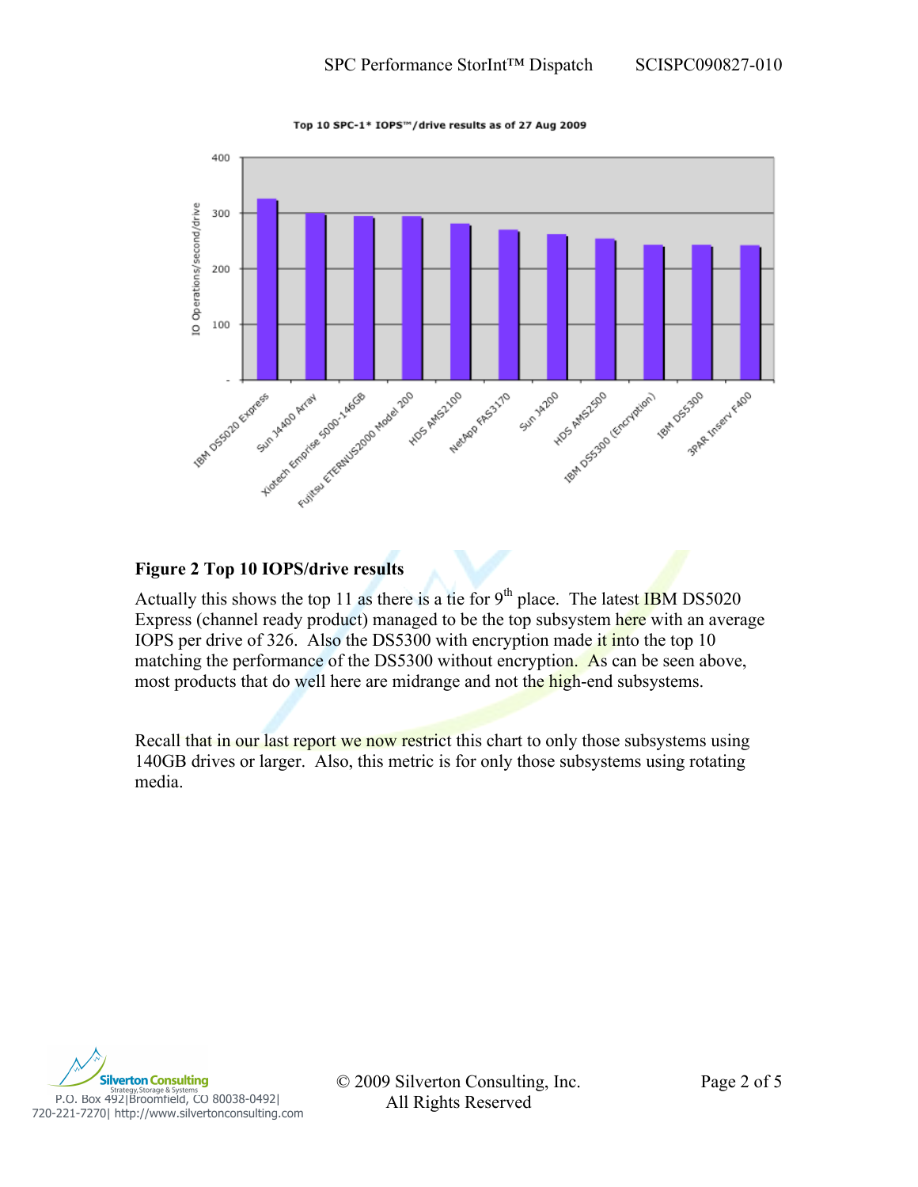**Figure 2 Top 10 IOPS/drive results**

Actually this shows the top 11 as there is a tie for 9th place. The latest IBM DS5020 Express (channel ready product) managed to be the top subsystem here with an average IOPS per drive of 326. Also the DS5300 with encryption made it into the top 10 matching the performance of the DS5300 without encryption. As can be seen above, most products that do well here are midrange and not the high-end subsystems.

Recall that in our last report we now restrict this chart to only those subsystems using 140GB drives or larger. Also, this metric is for only those subsystems using rotating media.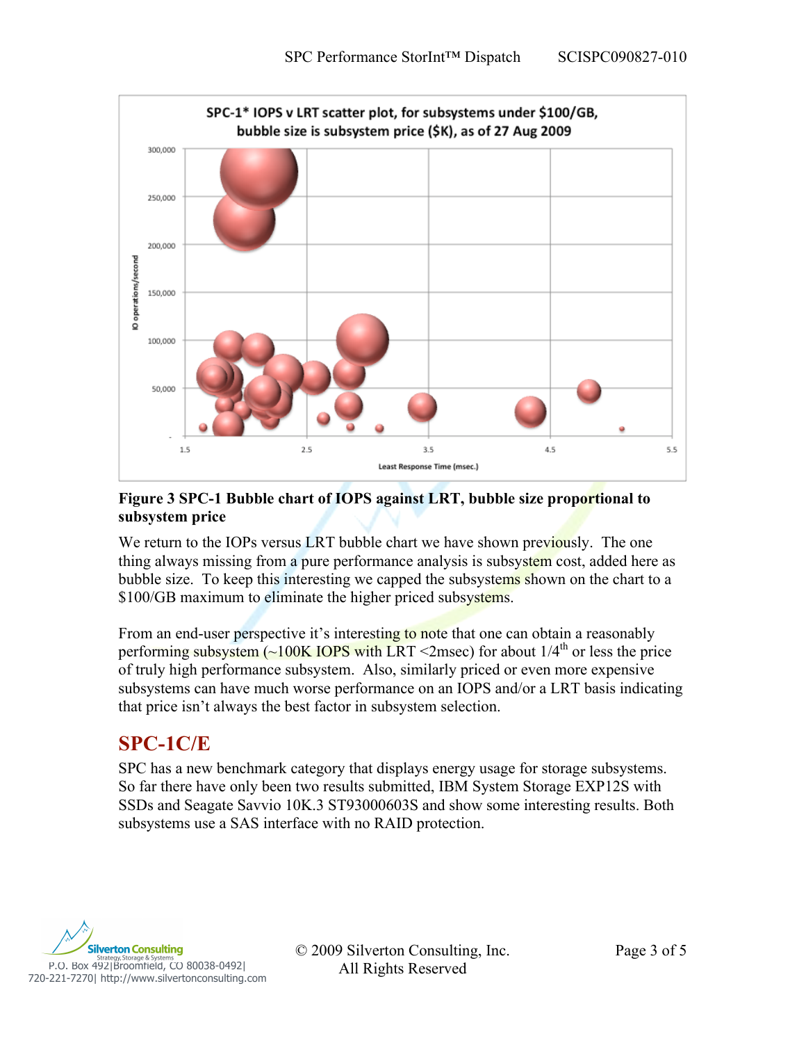**Figure 3 SPC-1 Bubble chart of IOPS against LRT, bubble size proportional to subsystem price**

We return to the IOPs versus LRT bubble chart we have shown previously. The one thing always missing from a pure performance analysis is subsystem cost, added here as bubble size. To keep this interesting we capped the subsystems shown on the chart to a $100/GB maximum to eliminate the higher priced subsystems.

From an end-user perspective it's interesting to note that one can obtain a reasonably performing subsystem (~100K IOPS with LRT <2msec) for about 1/4th or less the price of truly high performance subsystem. Also, similarly priced or even more expensive subsystems can have much worse performance on an IOPS and/or a LRT basis indicating that price isn't always the best factor in subsystem selection.

## SPC-1C/E

SPC has a new benchmark category that displays energy usage for storage subsystems. So far there have only been two results submitted, IBM System Storage EXP12S with SSDs and Seagate Savvio 10K.3 ST93000603S and show some interesting results. Both subsystems use a SAS interface with no RAID protection.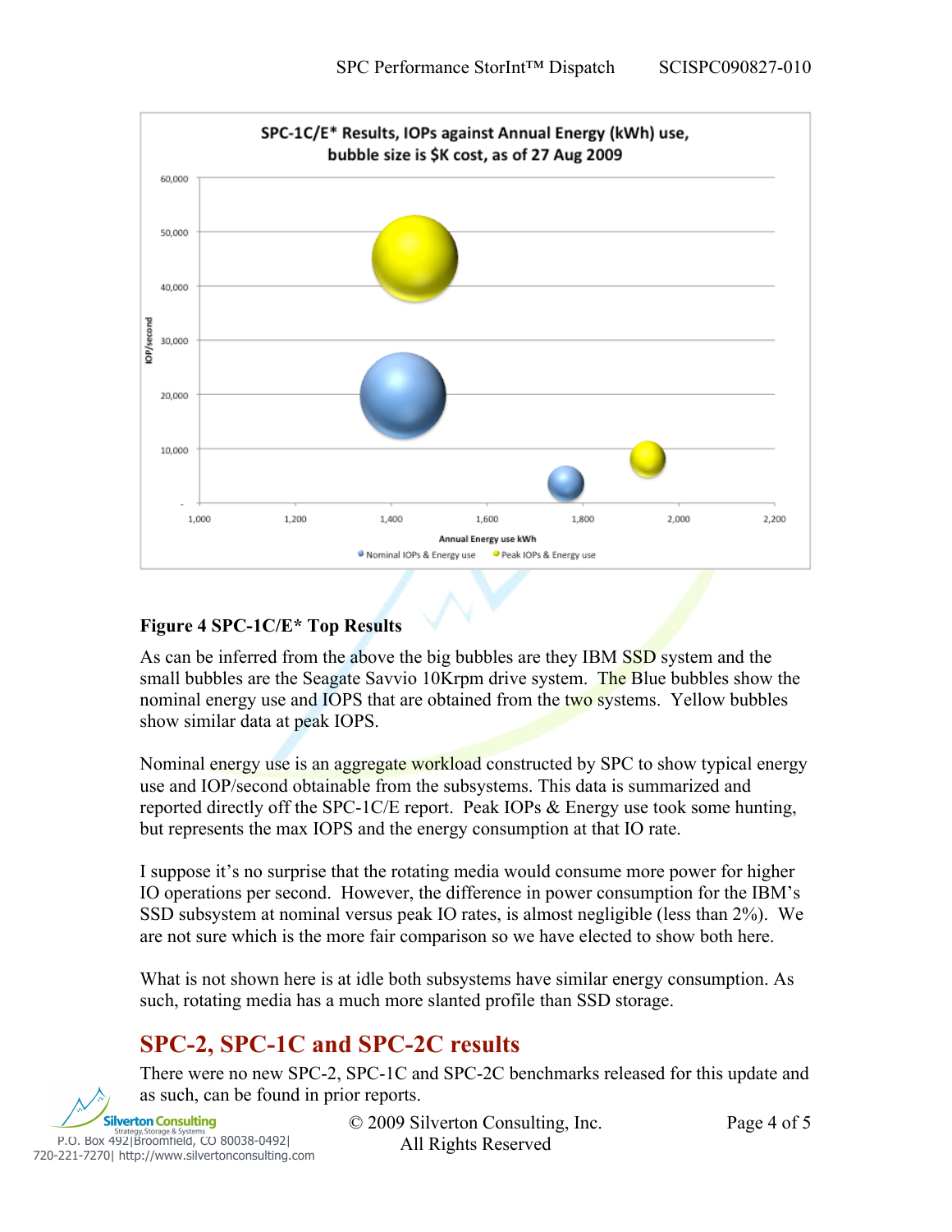**Figure 4 SPC-1C/E* Top Results**

As can be inferred from the above the big bubbles are they IBM SSD system and the small bubbles are the Seagate Savvio 10Krpm drive system. The Blue bubbles show the nominal energy use and IOPS that are obtained from the two systems. Yellow bubbles show similar data at peak IOPS.

Nominal energy use is an aggregate workload constructed by SPC to show typical energy use and IOP/second obtainable from the subsystems. This data is summarized and reported directly off the SPC-1C/E report. Peak IOPs & Energy use took some hunting, but represents the max IOPS and the energy consumption at that IO rate.

I suppose it's no surprise that the rotating media would consume more power for higher IO operations per second. However, the difference in power consumption for the IBM's SSD subsystem at nominal versus peak IO rates, is almost negligible (less than 2%). We are not sure which is the more fair comparison so we have elected to show both here.

What is not shown here is at idle both subsystems have similar energy consumption. As such, rotating media has a much more slanted profile than SSD storage.

## SPC-2, SPC-1C and SPC-2C results

There were no new SPC-2, SPC-1C and SPC-2C benchmarks released for this update and as such, can be found in prior reports.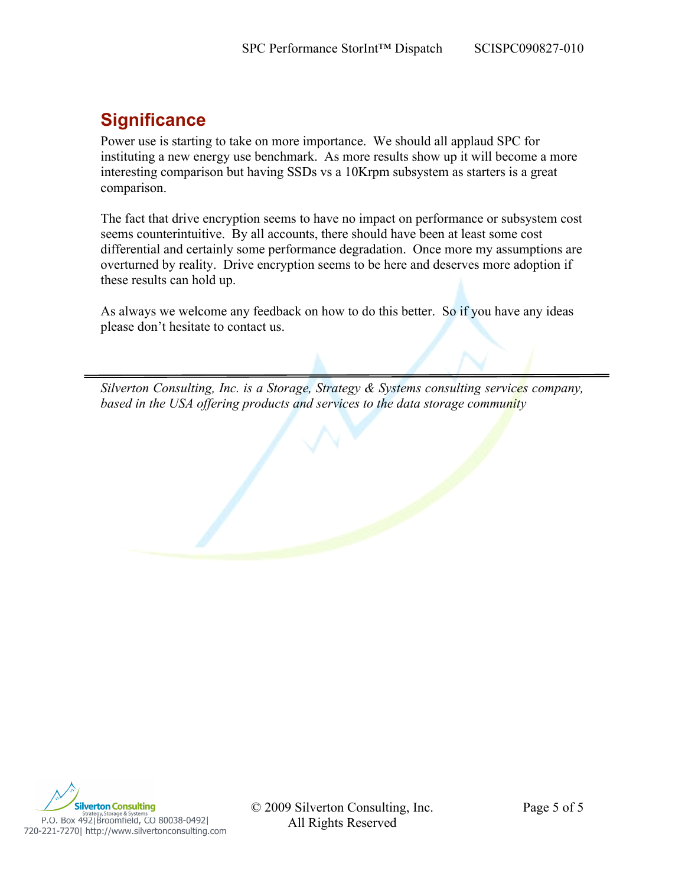## Significance

Power use is starting to take on more importance. We should all applaud SPC for instituting a new energy use benchmark. As more results show up it will become a more interesting comparison but having SSDs vs a 10Krpm subsystem as starters is a great comparison.

The fact that drive encryption seems to have no impact on performance or subsystem cost seems counterintuitive. By all accounts, there should have been at least some cost differential and certainly some performance degradation. Once more my assumptions are overturned by reality. Drive encryption seems to be here and deserves more adoption if these results can hold up.

As always we welcome any feedback on how to do this better. So if you have any ideas please don't hesitate to contact us.

---

*Silverton Consulting, Inc. is a Storage, Strategy & Systems consulting services company, based in the USA offering products and services to the data storage community*